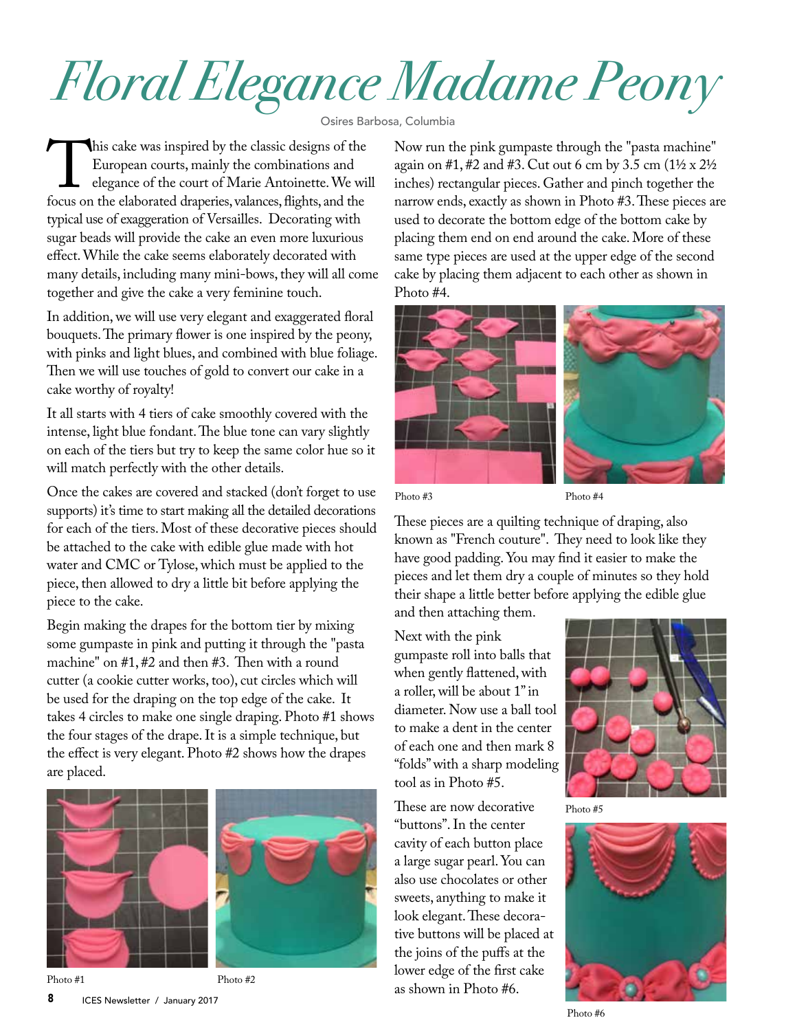# Floral Elegance Madame Peony

Osires Barbosa, Columbia

This cake was inspired by the classic designs of the European courts, mainly the combinations and elegance of the court of Marie Antoinette. We will focus on the elaborated draperies, valances, flights, and the typical use of exaggeration of Versailles. Decorating with sugar beads will provide the cake an even more luxurious effect. While the cake seems elaborately decorated with many details, including many mini-bows, they will all come together and give the cake a very feminine touch.

In addition, we will use very elegant and exaggerated floral bouquets. The primary flower is one inspired by the peony, with pinks and light blues, and combined with blue foliage. Then we will use touches of gold to convert our cake in a cake worthy of royalty!

It all starts with 4 tiers of cake smoothly covered with the intense, light blue fondant. The blue tone can vary slightly on each of the tiers but try to keep the same color hue so it will match perfectly with the other details.

Once the cakes are covered and stacked (don't forget to use supports) it's time to start making all the detailed decorations for each of the tiers. Most of these decorative pieces should be attached to the cake with edible glue made with hot water and CMC or Tylose, which must be applied to the piece, then allowed to dry a little bit before applying the piece to the cake.

Begin making the drapes for the bottom tier by mixing some gumpaste in pink and putting it through the "pasta machine" on #1, #2 and then #3. Then with a round cutter (a cookie cutter works, too), cut circles which will be used for the draping on the top edge of the cake. It takes 4 circles to make one single draping. Photo #1 shows the four stages of the drape. It is a simple technique, but the effect is very elegant. Photo #2 shows how the drapes are placed.

Photo #1

Photo #2

Now run the pink gumpaste through the "pasta machine" again on #1, #2 and #3. Cut out 6 cm by 3.5 cm (1½ x 2½ inches) rectangular pieces. Gather and pinch together the narrow ends, exactly as shown in Photo #3. These pieces are used to decorate the bottom edge of the bottom cake by placing them end on end around the cake. More of these same type pieces are used at the upper edge of the second cake by placing them adjacent to each other as shown in Photo #4.

Photo #3

Photo #4

These pieces are a quilting technique of draping, also known as "French couture". They need to look like they have good padding. You may find it easier to make the pieces and let them dry a couple of minutes so they hold their shape a little better before applying the edible glue and then attaching them.

Next with the pink gumpaste roll into balls that when gently flattened, with a roller, will be about 1" in diameter. Now use a ball tool to make a dent in the center of each one and then mark 8 "folds" with a sharp modeling tool as in Photo #5.

Photo #5

These are now decorative "buttons". In the center cavity of each button place a large sugar pearl. You can also use chocolates or other sweets, anything to make it look elegant. These decorative buttons will be placed at the joins of the puffs at the lower edge of the first cake as shown in Photo #6.

Photo #6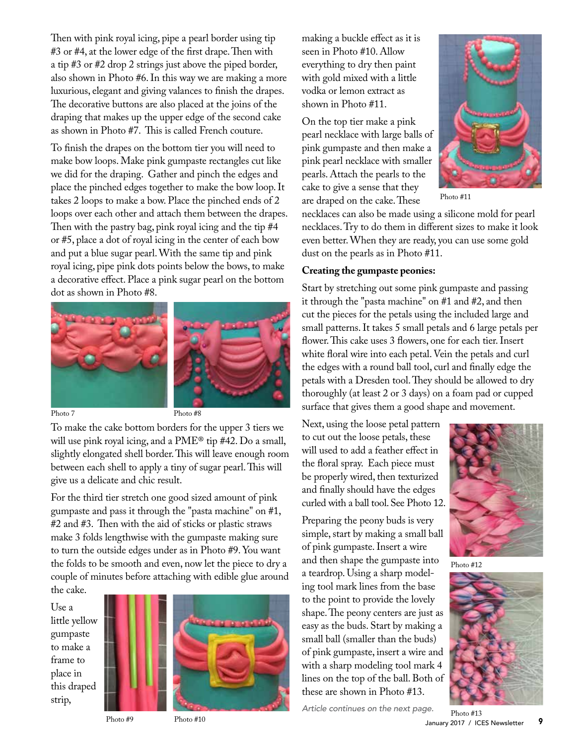Then with pink royal icing, pipe a pearl border using tip #3 or #4, at the lower edge of the first drape. Then with a tip #3 or #2 drop 2 strings just above the piped border, also shown in Photo #6. In this way we are making a more luxurious, elegant and giving valances to finish the drapes. The decorative buttons are also placed at the joins of the draping that makes up the upper edge of the second cake as shown in Photo #7. This is called French couture.

To finish the drapes on the bottom tier you will need to make bow loops. Make pink gumpaste rectangles cut like we did for the draping. Gather and pinch the edges and place the pinched edges together to make the bow loop. It takes 2 loops to make a bow. Place the pinched ends of 2 loops over each other and attach them between the drapes. Then with the pastry bag, pink royal icing and the tip #4 or #5, place a dot of royal icing in the center of each bow and put a blue sugar pearl. With the same tip and pink royal icing, pipe pink dots points below the bows, to make a decorative effect. Place a pink sugar pearl on the bottom dot as shown in Photo #8.

Photo 7

Photo #8

To make the cake bottom borders for the upper 3 tiers we will use pink royal icing, and a PME® tip #42. Do a small, slightly elongated shell border. This will leave enough room between each shell to apply a tiny of sugar pearl. This will give us a delicate and chic result.

For the third tier stretch one good sized amount of pink gumpaste and pass it through the "pasta machine" on #1, #2 and #3. Then with the aid of sticks or plastic straws make 3 folds lengthwise with the gumpaste making sure to turn the outside edges under as in Photo #9. You want the folds to be smooth and even, now let the piece to dry a couple of minutes before attaching with edible glue around the cake.

Use a little yellow gumpaste to make a frame to place in this draped strip, making a buckle effect as it is seen in Photo #10. Allow everything to dry then paint with gold mixed with a little vodka or lemon extract as shown in Photo #11.

Photo #9

Photo #10

On the top tier make a pink pearl necklace with large balls of pink gumpaste and then make a pink pearl necklace with smaller pearls. Attach the pearls to the cake to give a sense that they are draped on the cake. These necklaces can also be made using a silicone mold for pearl necklaces. Try to do them in different sizes to make it look even better. When they are ready, you can use some gold dust on the pearls as in Photo #11.

Photo #11

**Creating the gumpaste peonies:**

Start by stretching out some pink gumpaste and passing it through the "pasta machine" on #1 and #2, and then cut the pieces for the petals using the included large and small patterns. It takes 5 small petals and 6 large petals per flower. This cake uses 3 flowers, one for each tier. Insert white floral wire into each petal. Vein the petals and curl the edges with a round ball tool, curl and finally edge the petals with a Dresden tool. They should be allowed to dry thoroughly (at least 2 or 3 days) on a foam pad or cupped surface that gives them a good shape and movement.

Next, using the loose petal pattern to cut out the loose petals, these will used to add a feather effect in the floral spray. Each piece must be properly wired, then texturized and finally should have the edges curled with a ball tool. See Photo 12.

Photo #12

Preparing the peony buds is very simple, start by making a small ball of pink gumpaste. Insert a wire and then shape the gumpaste into a teardrop. Using a sharp modeling tool mark lines from the base to the point to provide the lovely shape. The peony centers are just as easy as the buds. Start by making a small ball (smaller than the buds) of pink gumpaste, insert a wire and with a sharp modeling tool mark 4 lines on the top of the ball. Both of these are shown in Photo #13.

Photo #13

*Article continues on the next page.*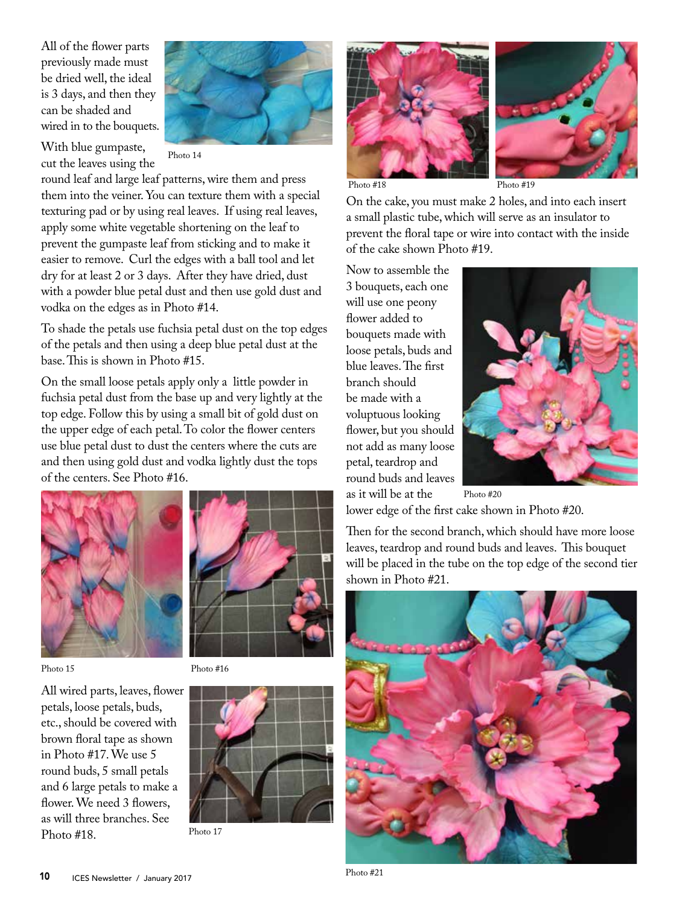All of the flower parts previously made must be dried well, the ideal is 3 days, and then they can be shaded and wired in to the bouquets.

With blue gumpaste, cut the leaves using the round leaf and large leaf patterns, wire them and press them into the veiner. You can texture them with a special texturing pad or by using real leaves. If using real leaves, apply some white vegetable shortening on the leaf to prevent the gumpaste leaf from sticking and to make it easier to remove. Curl the edges with a ball tool and let dry for at least 2 or 3 days. After they have dried, dust with a powder blue petal dust and then use gold dust and vodka on the edges as in Photo #14.

Photo 14

To shade the petals use fuchsia petal dust on the top edges of the petals and then using a deep blue petal dust at the base. This is shown in Photo #15.

On the small loose petals apply only a little powder in fuchsia petal dust from the base up and very lightly at the top edge. Follow this by using a small bit of gold dust on the upper edge of each petal. To color the flower centers use blue petal dust to dust the centers where the cuts are and then using gold dust and vodka lightly dust the tops of the centers. See Photo #16.

Photo 15

Photo #16

All wired parts, leaves, flower petals, loose petals, buds, etc., should be covered with brown floral tape as shown in Photo #17. We use 5 round buds, 5 small petals and 6 large petals to make a flower. We need 3 flowers, as will three branches. See Photo #18.

Photo 17

Photo #18

Photo #19

On the cake, you must make 2 holes, and into each insert a small plastic tube, which will serve as an insulator to prevent the floral tape or wire into contact with the inside of the cake shown Photo #19.

Now to assemble the 3 bouquets, each one will use one peony flower added to bouquets made with loose petals, buds and blue leaves. The first branch should be made with a voluptuous looking flower, but you should not add as many loose petal, teardrop and round buds and leaves as it will be at the lower edge of the first cake shown in Photo #20.

Photo #20

Then for the second branch, which should have more loose leaves, teardrop and round buds and leaves. This bouquet will be placed in the tube on the top edge of the second tier shown in Photo #21.

Photo #21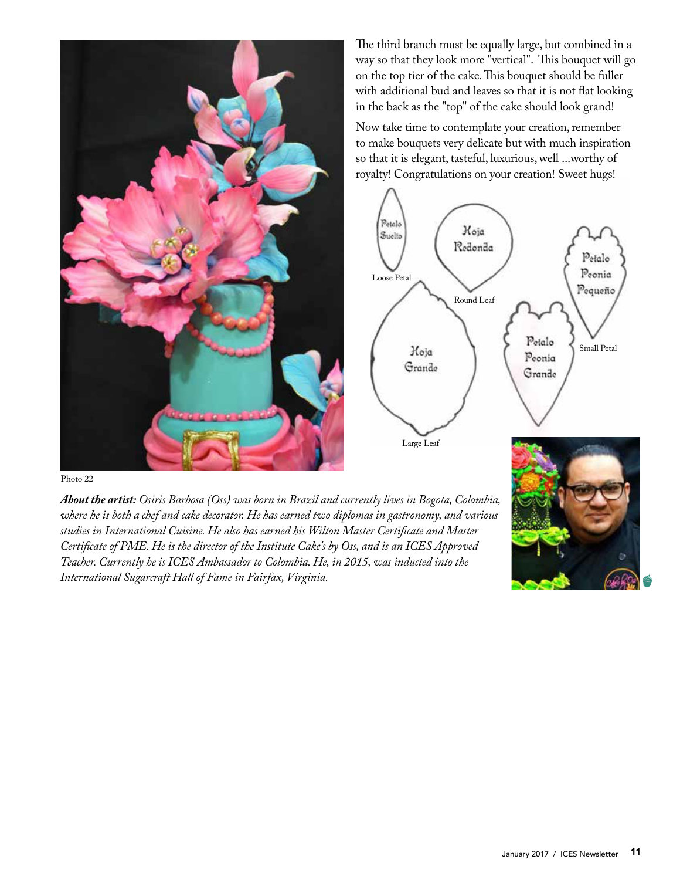The third branch must be equally large, but combined in a way so that they look more "vertical". This bouquet will go on the top tier of the cake. This bouquet should be fuller with additional bud and leaves so that it is not flat looking in the back as the "top" of the cake should look grand!

Now take time to contemplate your creation, remember to make bouquets very delicate but with much inspiration so that it is elegant, tasteful, luxurious, well ...worthy of royalty! Congratulations on your creation! Sweet hugs!

Petalo Suelto

Loose Petal

Hoja Redonda

Round Leaf

Petalo Peonia Pequeño

Small Petal

Hoja Grande

Large Leaf

Petalo Peonia Grande

Photo 22

***About the artist:*** *Osiris Barbosa (Oss) was born in Brazil and currently lives in Bogota, Colombia, where he is both a chef and cake decorator. He has earned two diplomas in gastronomy, and various studies in International Cuisine. He also has earned his Wilton Master Certificate and Master Certificate of PME. He is the director of the Institute Cake's by Oss, and is an ICES Approved Teacher. Currently he is ICES Ambassador to Colombia. He, in 2015, was inducted into the International Sugarcraft Hall of Fame in Fairfax, Virginia.*